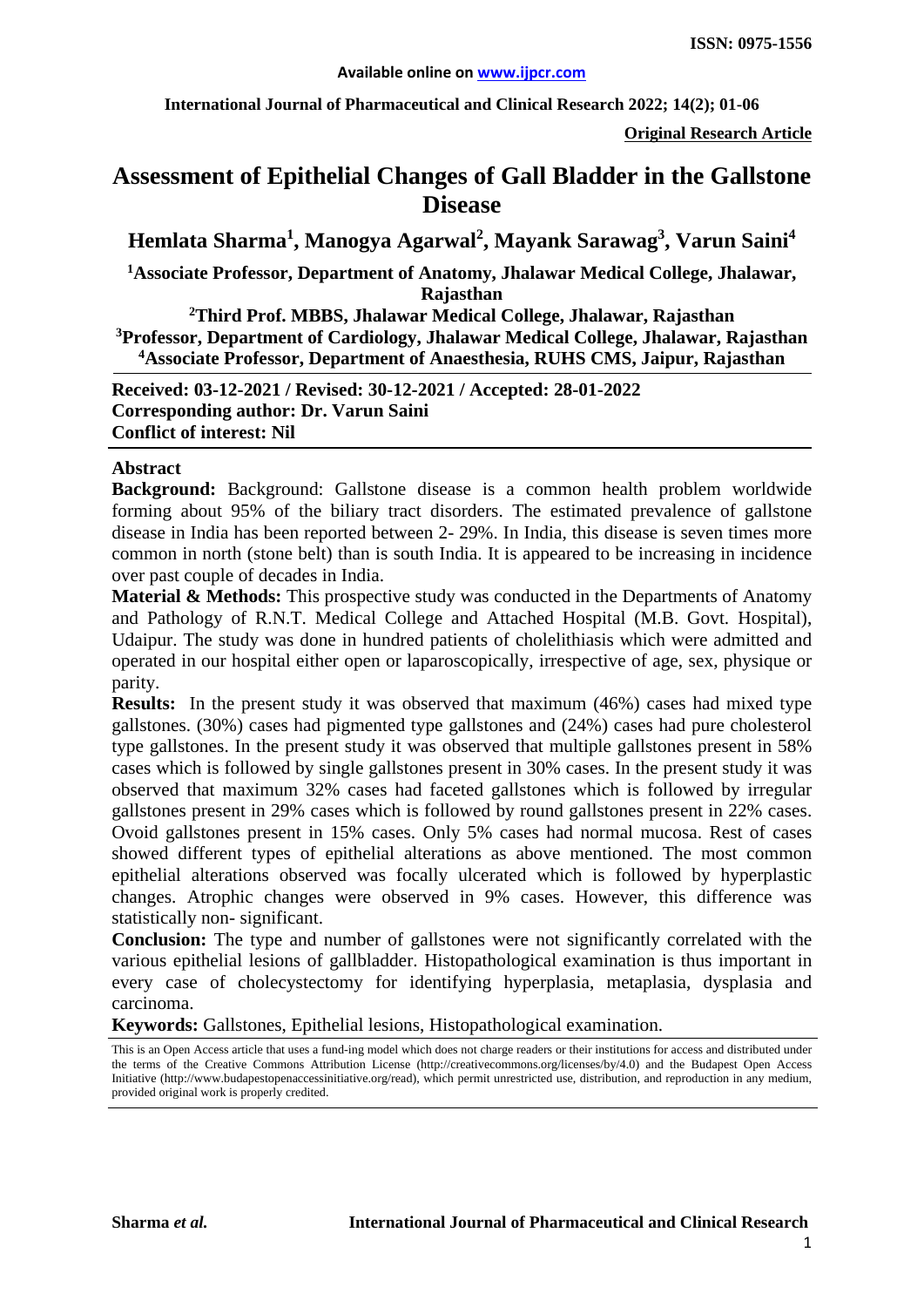**ISSN: 0975-1556**

Available online on www.ijpcr.com

**International Journal of Pharmaceutical and Clinical Research 2022; 14(2); 01-06**

**Original Research Article**

# Assessment of Epithelial Changes of Gall Bladder in the Gallstone Disease

**Hemlata Sharma[1], Manogya Agarwal[2], Mayank Sarawag[3], Varun Saini[4]**

**[1]Associate Professor, Department of Anatomy, Jhalawar Medical College, Jhalawar, Rajasthan**

**[2]Third Prof. MBBS, Jhalawar Medical College, Jhalawar, Rajasthan**

**[3]Professor, Department of Cardiology, Jhalawar Medical College, Jhalawar, Rajasthan**

**[4]Associate Professor, Department of Anaesthesia, RUHS CMS, Jaipur, Rajasthan**

**Received: 03-12-2021 / Revised: 30-12-2021 / Accepted: 28-01-2022**
**Corresponding author: Dr. Varun Saini**
**Conflict of interest: Nil**

## Abstract

**Background:** Background: Gallstone disease is a common health problem worldwide forming about 95% of the biliary tract disorders. The estimated prevalence of gallstone disease in India has been reported between 2- 29%. In India, this disease is seven times more common in north (stone belt) than is south India. It is appeared to be increasing in incidence over past couple of decades in India.

**Material & Methods:** This prospective study was conducted in the Departments of Anatomy and Pathology of R.N.T. Medical College and Attached Hospital (M.B. Govt. Hospital), Udaipur. The study was done in hundred patients of cholelithiasis which were admitted and operated in our hospital either open or laparoscopically, irrespective of age, sex, physique or parity.

**Results:** In the present study it was observed that maximum (46%) cases had mixed type gallstones. (30%) cases had pigmented type gallstones and (24%) cases had pure cholesterol type gallstones. In the present study it was observed that multiple gallstones present in 58% cases which is followed by single gallstones present in 30% cases. In the present study it was observed that maximum 32% cases had faceted gallstones which is followed by irregular gallstones present in 29% cases which is followed by round gallstones present in 22% cases. Ovoid gallstones present in 15% cases. Only 5% cases had normal mucosa. Rest of cases showed different types of epithelial alterations as above mentioned. The most common epithelial alterations observed was focally ulcerated which is followed by hyperplastic changes. Atrophic changes were observed in 9% cases. However, this difference was statistically non- significant.

**Conclusion:** The type and number of gallstones were not significantly correlated with the various epithelial lesions of gallbladder. Histopathological examination is thus important in every case of cholecystectomy for identifying hyperplasia, metaplasia, dysplasia and carcinoma.

**Keywords:** Gallstones, Epithelial lesions, Histopathological examination.

This is an Open Access article that uses a fund-ing model which does not charge readers or their institutions for access and distributed under the terms of the Creative Commons Attribution License (http://creativecommons.org/licenses/by/4.0) and the Budapest Open Access Initiative (http://www.budapestopenaccessinitiative.org/read), which permit unrestricted use, distribution, and reproduction in any medium, provided original work is properly credited.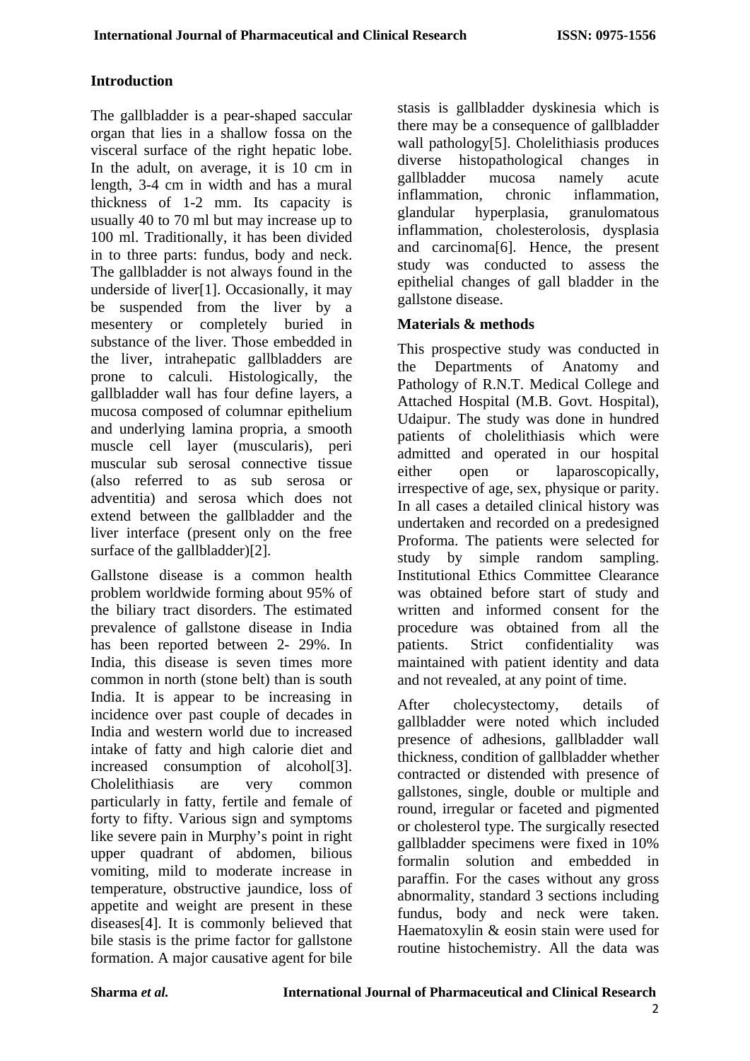## Introduction

The gallbladder is a pear-shaped saccular organ that lies in a shallow fossa on the visceral surface of the right hepatic lobe. In the adult, on average, it is 10 cm in length, 3-4 cm in width and has a mural thickness of 1-2 mm. Its capacity is usually 40 to 70 ml but may increase up to 100 ml. Traditionally, it has been divided in to three parts: fundus, body and neck. The gallbladder is not always found in the underside of liver[1]. Occasionally, it may be suspended from the liver by a mesentery or completely buried in substance of the liver. Those embedded in the liver, intrahepatic gallbladders are prone to calculi. Histologically, the gallbladder wall has four define layers, a mucosa composed of columnar epithelium and underlying lamina propria, a smooth muscle cell layer (muscularis), peri muscular sub serosal connective tissue (also referred to as sub serosa or adventitia) and serosa which does not extend between the gallbladder and the liver interface (present only on the free surface of the gallbladder)[2].

Gallstone disease is a common health problem worldwide forming about 95% of the biliary tract disorders. The estimated prevalence of gallstone disease in India has been reported between 2- 29%. In India, this disease is seven times more common in north (stone belt) than is south India. It is appear to be increasing in incidence over past couple of decades in India and western world due to increased intake of fatty and high calorie diet and increased consumption of alcohol[3]. Cholelithiasis are very common particularly in fatty, fertile and female of forty to fifty. Various sign and symptoms like severe pain in Murphy's point in right upper quadrant of abdomen, bilious vomiting, mild to moderate increase in temperature, obstructive jaundice, loss of appetite and weight are present in these diseases[4]. It is commonly believed that bile stasis is the prime factor for gallstone formation. A major causative agent for bile stasis is gallbladder dyskinesia which is there may be a consequence of gallbladder wall pathology[5]. Cholelithiasis produces diverse histopathological changes in gallbladder mucosa namely acute inflammation, chronic inflammation, glandular hyperplasia, granulomatous inflammation, cholesterolosis, dysplasia and carcinoma[6]. Hence, the present study was conducted to assess the epithelial changes of gall bladder in the gallstone disease.

## Materials & methods

This prospective study was conducted in the Departments of Anatomy and Pathology of R.N.T. Medical College and Attached Hospital (M.B. Govt. Hospital), Udaipur. The study was done in hundred patients of cholelithiasis which were admitted and operated in our hospital either open or laparoscopically, irrespective of age, sex, physique or parity. In all cases a detailed clinical history was undertaken and recorded on a predesigned Proforma. The patients were selected for study by simple random sampling. Institutional Ethics Committee Clearance was obtained before start of study and written and informed consent for the procedure was obtained from all the patients. Strict confidentiality was maintained with patient identity and data and not revealed, at any point of time.

After cholecystectomy, details of gallbladder were noted which included presence of adhesions, gallbladder wall thickness, condition of gallbladder whether contracted or distended with presence of gallstones, single, double or multiple and round, irregular or faceted and pigmented or cholesterol type. The surgically resected gallbladder specimens were fixed in 10% formalin solution and embedded in paraffin. For the cases without any gross abnormality, standard 3 sections including fundus, body and neck were taken. Haematoxylin & eosin stain were used for routine histochemistry. All the data was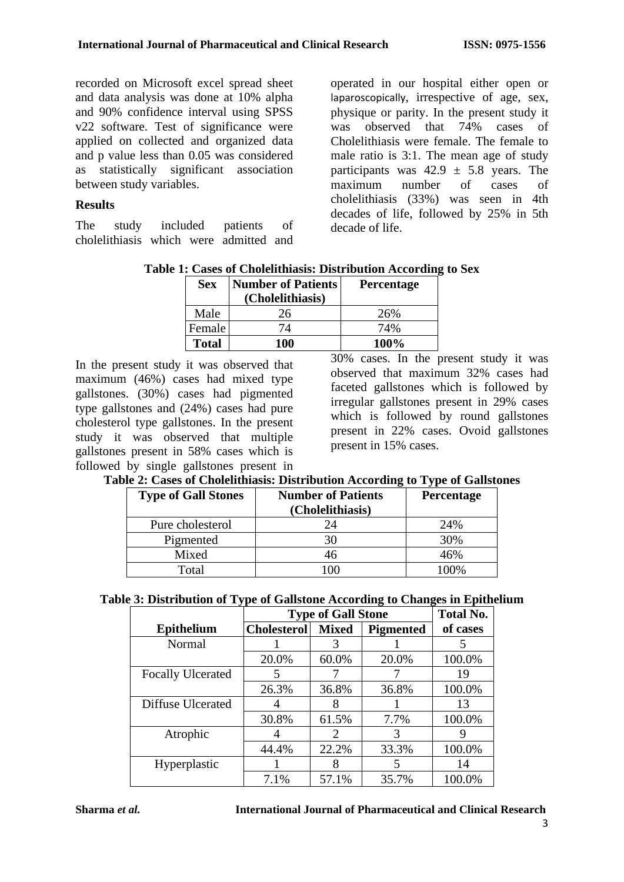recorded on Microsoft excel spread sheet and data analysis was done at 10% alpha and 90% confidence interval using SPSS v22 software. Test of significance were applied on collected and organized data and p value less than 0.05 was considered as statistically significant association between study variables.

## Results

The study included patients of cholelithiasis which were admitted and operated in our hospital either open or laparoscopically, irrespective of age, sex, physique or parity. In the present study it was observed that 74% cases of Cholelithiasis were female. The female to male ratio is 3:1. The mean age of study participants was 42.9 ± 5.8 years. The maximum number of cases of cholelithiasis (33%) was seen in 4th decades of life, followed by 25% in 5th decade of life.

**Table 1: Cases of Cholelithiasis: Distribution According to Sex**

| Sex | Number of Patients (Cholelithiasis) | Percentage |
|---|---|---|
| Male | 26 | 26% |
| Female | 74 | 74% |
| **Total** | **100** | **100%** |

In the present study it was observed that maximum (46%) cases had mixed type gallstones. (30%) cases had pigmented type gallstones and (24%) cases had pure cholesterol type gallstones. In the present study it was observed that multiple gallstones present in 58% cases which is followed by single gallstones present in 30% cases. In the present study it was observed that maximum 32% cases had faceted gallstones which is followed by irregular gallstones present in 29% cases which is followed by round gallstones present in 22% cases. Ovoid gallstones present in 15% cases.

**Table 2: Cases of Cholelithiasis: Distribution According to Type of Gallstones**

| Type of Gall Stones | Number of Patients (Cholelithiasis) | Percentage |
|---|---|---|
| Pure cholesterol | 24 | 24% |
| Pigmented | 30 | 30% |
| Mixed | 46 | 46% |
| Total | 100 | 100% |

**Table 3: Distribution of Type of Gallstone According to Changes in Epithelium**

| | Type of Gall Stone | | | Total No. |
|---|---|---|---|---|
| Epithelium | Cholesterol | Mixed | Pigmented | of cases |
| Normal | 1 | 3 | 1 | 5 |
| | 20.0% | 60.0% | 20.0% | 100.0% |
| Focally Ulcerated | 5 | 7 | 7 | 19 |
| | 26.3% | 36.8% | 36.8% | 100.0% |
| Diffuse Ulcerated | 4 | 8 | 1 | 13 |
| | 30.8% | 61.5% | 7.7% | 100.0% |
| Atrophic | 4 | 2 | 3 | 9 |
| | 44.4% | 22.2% | 33.3% | 100.0% |
| Hyperplastic | 1 | 8 | 5 | 14 |
| | 7.1% | 57.1% | 35.7% | 100.0% |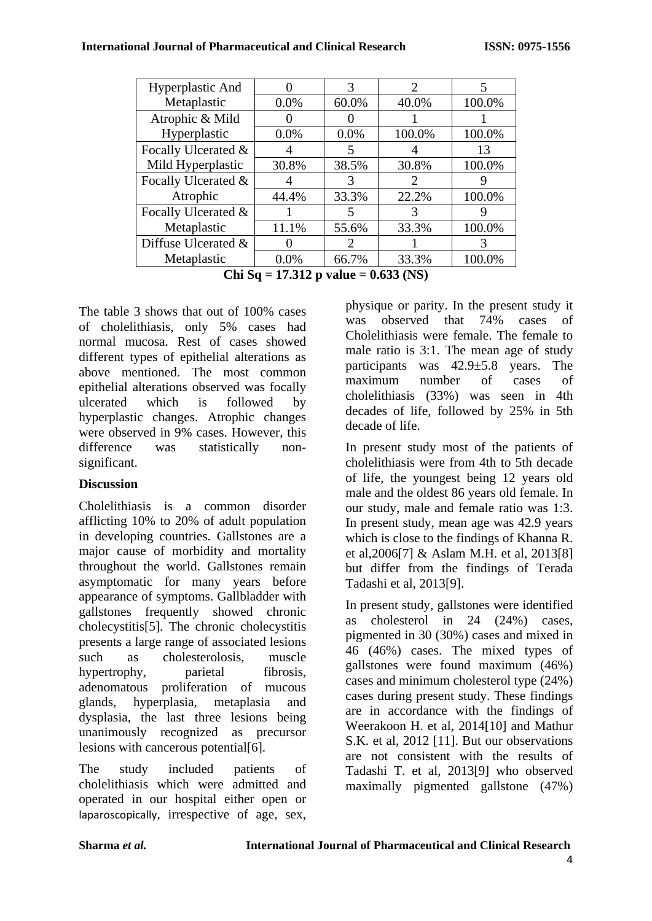| | | | | |
|---|---|---|---|---|
| Hyperplastic And Metaplastic | 0 | 3 | 2 | 5 |
| | 0.0% | 60.0% | 40.0% | 100.0% |
| Atrophic & Mild Hyperplastic | 0 | 0 | 1 | 1 |
| | 0.0% | 0.0% | 100.0% | 100.0% |
| Focally Ulcerated & Mild Hyperplastic | 4 | 5 | 4 | 13 |
| | 30.8% | 38.5% | 30.8% | 100.0% |
| Focally Ulcerated & Atrophic | 4 | 3 | 2 | 9 |
| | 44.4% | 33.3% | 22.2% | 100.0% |
| Focally Ulcerated & Metaplastic | 1 | 5 | 3 | 9 |
| | 11.1% | 55.6% | 33.3% | 100.0% |
| Diffuse Ulcerated & Metaplastic | 0 | 2 | 1 | 3 |
| | 0.0% | 66.7% | 33.3% | 100.0% |

**Chi Sq = 17.312 p value = 0.633 (NS)**

The table 3 shows that out of 100% cases of cholelithiasis, only 5% cases had normal mucosa. Rest of cases showed different types of epithelial alterations as above mentioned. The most common epithelial alterations observed was focally ulcerated which is followed by hyperplastic changes. Atrophic changes were observed in 9% cases. However, this difference was statistically non-significant.

## Discussion

Cholelithiasis is a common disorder afflicting 10% to 20% of adult population in developing countries. Gallstones are a major cause of morbidity and mortality throughout the world. Gallstones remain asymptomatic for many years before appearance of symptoms. Gallbladder with gallstones frequently showed chronic cholecystitis[5]. The chronic cholecystitis presents a large range of associated lesions such as cholesterolosis, muscle hypertrophy, parietal fibrosis, adenomatous proliferation of mucous glands, hyperplasia, metaplasia and dysplasia, the last three lesions being unanimously recognized as precursor lesions with cancerous potential[6].

The study included patients of cholelithiasis which were admitted and operated in our hospital either open or laparoscopically, irrespective of age, sex, physique or parity. In the present study it was observed that 74% cases of Cholelithiasis were female. The female to male ratio is 3:1. The mean age of study participants was 42.9±5.8 years. The maximum number of cases of cholelithiasis (33%) was seen in 4th decades of life, followed by 25% in 5th decade of life.

In present study most of the patients of cholelithiasis were from 4th to 5th decade of life, the youngest being 12 years old male and the oldest 86 years old female. In our study, male and female ratio was 1:3. In present study, mean age was 42.9 years which is close to the findings of Khanna R. et al,2006[7] & Aslam M.H. et al, 2013[8] but differ from the findings of Terada Tadashi et al, 2013[9].

In present study, gallstones were identified as cholesterol in 24 (24%) cases, pigmented in 30 (30%) cases and mixed in 46 (46%) cases. The mixed types of gallstones were found maximum (46%) cases and minimum cholesterol type (24%) cases during present study. These findings are in accordance with the findings of Weerakoon H. et al, 2014[10] and Mathur S.K. et al, 2012 [11]. But our observations are not consistent with the results of Tadashi T. et al, 2013[9] who observed maximally pigmented gallstone (47%)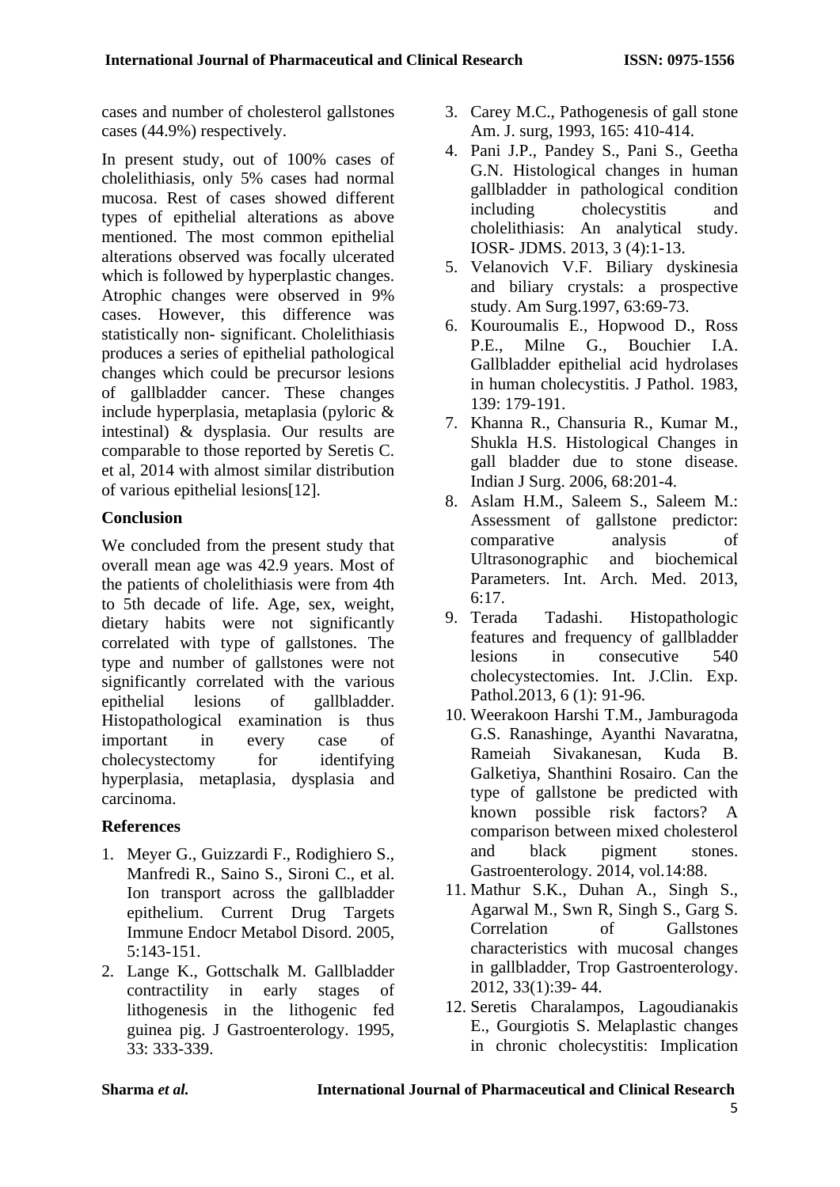cases and number of cholesterol gallstones cases (44.9%) respectively.

In present study, out of 100% cases of cholelithiasis, only 5% cases had normal mucosa. Rest of cases showed different types of epithelial alterations as above mentioned. The most common epithelial alterations observed was focally ulcerated which is followed by hyperplastic changes. Atrophic changes were observed in 9% cases. However, this difference was statistically non- significant. Cholelithiasis produces a series of epithelial pathological changes which could be precursor lesions of gallbladder cancer. These changes include hyperplasia, metaplasia (pyloric & intestinal) & dysplasia. Our results are comparable to those reported by Seretis C. et al, 2014 with almost similar distribution of various epithelial lesions[12].

## Conclusion

We concluded from the present study that overall mean age was 42.9 years. Most of the patients of cholelithiasis were from 4th to 5th decade of life. Age, sex, weight, dietary habits were not significantly correlated with type of gallstones. The type and number of gallstones were not significantly correlated with the various epithelial lesions of gallbladder. Histopathological examination is thus important in every case of cholecystectomy for identifying hyperplasia, metaplasia, dysplasia and carcinoma.

## References

1. Meyer G., Guizzardi F., Rodighiero S., Manfredi R., Saino S., Sironi C., et al. Ion transport across the gallbladder epithelium. Current Drug Targets Immune Endocr Metabol Disord. 2005, 5:143-151.
2. Lange K., Gottschalk M. Gallbladder contractility in early stages of lithogenesis in the lithogenic fed guinea pig. J Gastroenterology. 1995, 33: 333-339.
3. Carey M.C., Pathogenesis of gall stone Am. J. surg, 1993, 165: 410-414.
4. Pani J.P., Pandey S., Pani S., Geetha G.N. Histological changes in human gallbladder in pathological condition including cholecystitis and cholelithiasis: An analytical study. IOSR- JDMS. 2013, 3 (4):1-13.
5. Velanovich V.F. Biliary dyskinesia and biliary crystals: a prospective study. Am Surg.1997, 63:69-73.
6. Kouroumalis E., Hopwood D., Ross P.E., Milne G., Bouchier I.A. Gallbladder epithelial acid hydrolases in human cholecystitis. J Pathol. 1983, 139: 179-191.
7. Khanna R., Chansuria R., Kumar M., Shukla H.S. Histological Changes in gall bladder due to stone disease. Indian J Surg. 2006, 68:201-4.
8. Aslam H.M., Saleem S., Saleem M.: Assessment of gallstone predictor: comparative analysis of Ultrasonographic and biochemical Parameters. Int. Arch. Med. 2013, 6:17.
9. Terada Tadashi. Histopathologic features and frequency of gallbladder lesions in consecutive 540 cholecystectomies. Int. J.Clin. Exp. Pathol.2013, 6 (1): 91-96.
10. Weerakoon Harshi T.M., Jamburagoda G.S. Ranashinge, Ayanthi Navaratna, Rameiah Sivakanesan, Kuda B. Galketiya, Shanthini Rosairo. Can the type of gallstone be predicted with known possible risk factors? A comparison between mixed cholesterol and black pigment stones. Gastroenterology. 2014, vol.14:88.
11. Mathur S.K., Duhan A., Singh S., Agarwal M., Swn R, Singh S., Garg S. Correlation of Gallstones characteristics with mucosal changes in gallbladder, Trop Gastroenterology. 2012, 33(1):39- 44.
12. Seretis Charalampos, Lagoudianakis E., Gourgiotis S. Melaplastic changes in chronic cholecystitis: Implication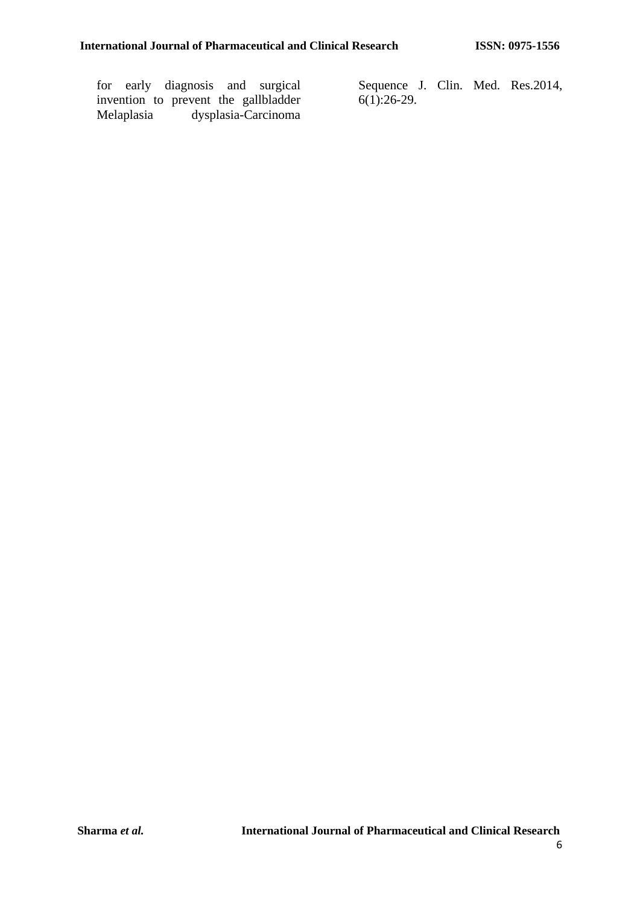for early diagnosis and surgical invention to prevent the gallbladder Melaplasia dysplasia-Carcinoma Sequence J. Clin. Med. Res.2014, 6(1):26-29.